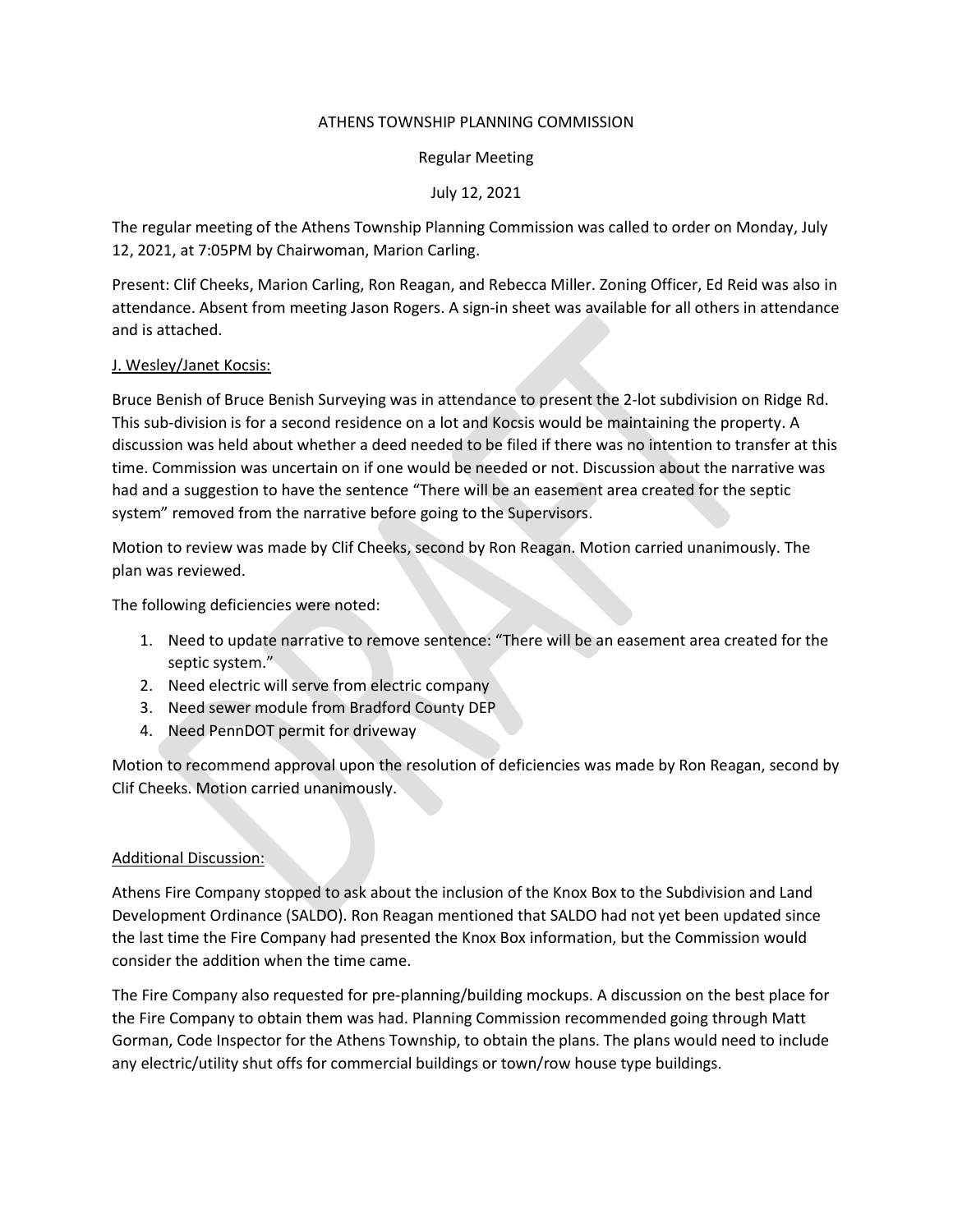ATHENS TOWNSHIP PLANNING COMMISSION

Regular Meeting

July 12, 2021

The regular meeting of the Athens Township Planning Commission was called to order on Monday, July 12, 2021, at 7:05PM by Chairwoman, Marion Carling.

Present: Clif Cheeks, Marion Carling, Ron Reagan, and Rebecca Miller. Zoning Officer, Ed Reid was also in attendance. Absent from meeting Jason Rogers. A sign-in sheet was available for all others in attendance and is attached.

<u>J. Wesley/Janet Kocsis:</u>

Bruce Benish of Bruce Benish Surveying was in attendance to present the 2-lot subdivision on Ridge Rd. This sub-division is for a second residence on a lot and Kocsis would be maintaining the property. A discussion was held about whether a deed needed to be filed if there was no intention to transfer at this time. Commission was uncertain on if one would be needed or not. Discussion about the narrative was had and a suggestion to have the sentence "There will be an easement area created for the septic system" removed from the narrative before going to the Supervisors.

Motion to review was made by Clif Cheeks, second by Ron Reagan. Motion carried unanimously. The plan was reviewed.

The following deficiencies were noted:

1. Need to update narrative to remove sentence: "There will be an easement area created for the septic system."
2. Need electric will serve from electric company
3. Need sewer module from Bradford County DEP
4. Need PennDOT permit for driveway

Motion to recommend approval upon the resolution of deficiencies was made by Ron Reagan, second by Clif Cheeks. Motion carried unanimously.

<u>Additional Discussion:</u>

Athens Fire Company stopped to ask about the inclusion of the Knox Box to the Subdivision and Land Development Ordinance (SALDO). Ron Reagan mentioned that SALDO had not yet been updated since the last time the Fire Company had presented the Knox Box information, but the Commission would consider the addition when the time came.

The Fire Company also requested for pre-planning/building mockups. A discussion on the best place for the Fire Company to obtain them was had. Planning Commission recommended going through Matt Gorman, Code Inspector for the Athens Township, to obtain the plans. The plans would need to include any electric/utility shut offs for commercial buildings or town/row house type buildings.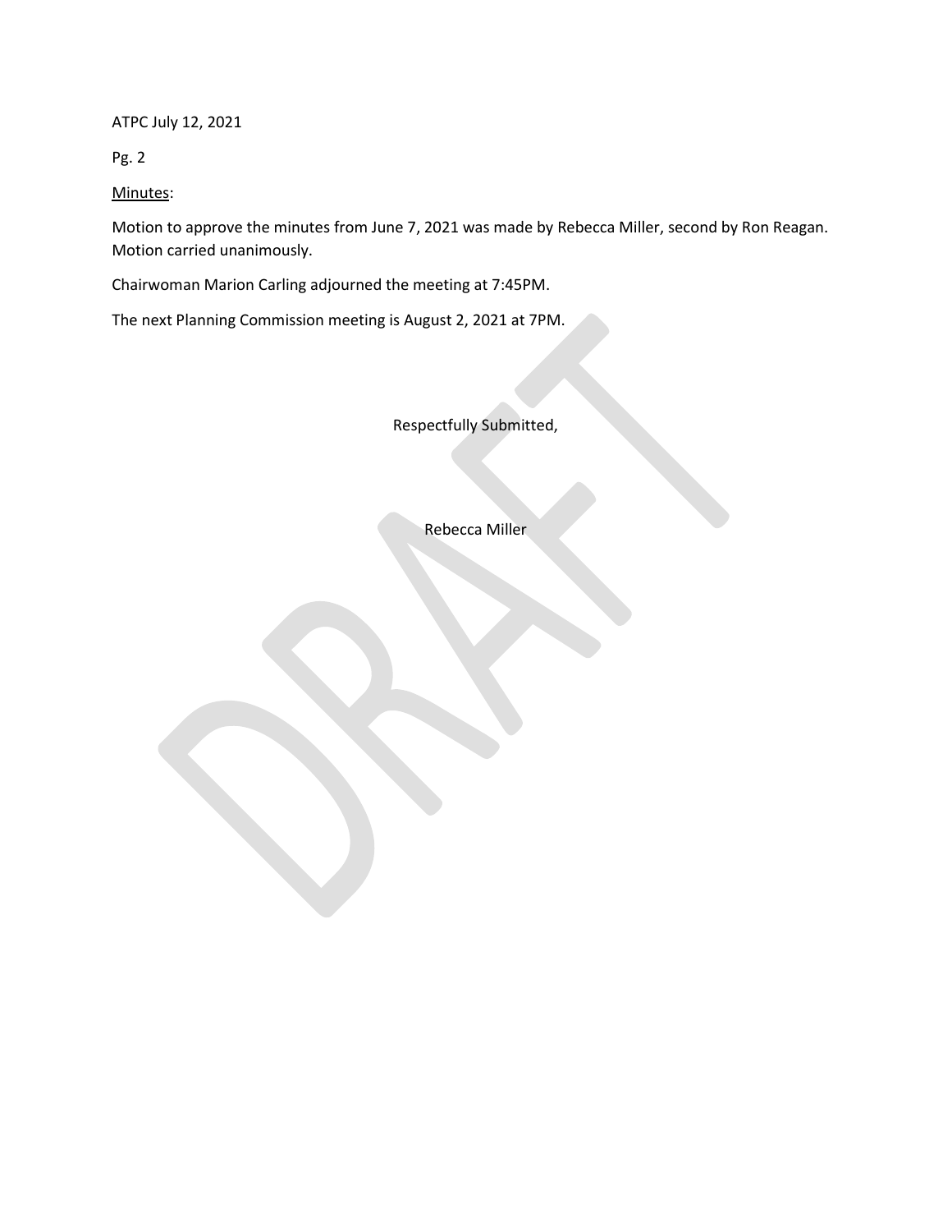Minutes:

Motion to approve the minutes from June 7, 2021 was made by Rebecca Miller, second by Ron Reagan. Motion carried unanimously.

Chairwoman Marion Carling adjourned the meeting at 7:45PM.

The next Planning Commission meeting is August 2, 2021 at 7PM.

Respectfully Submitted,

Rebecca Miller